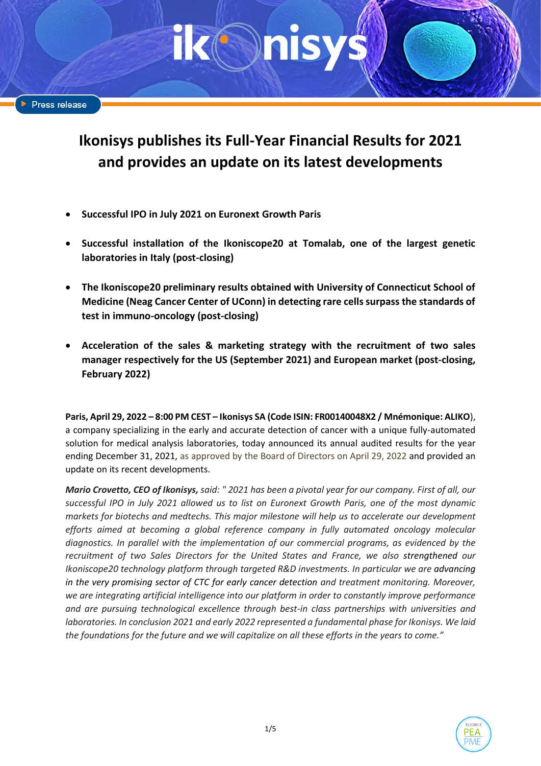Press release

# Ikonisys publishes its Full-Year Financial Results for 2021 and provides an update on its latest developments

- **Successful IPO in July 2021 on Euronext Growth Paris**
- **Successful installation of the Ikoniscope20 at Tomalab, one of the largest genetic laboratories in Italy (post-closing)**
- **The Ikoniscope20 preliminary results obtained with University of Connecticut School of Medicine (Neag Cancer Center of UConn) in detecting rare cells surpass the standards of test in immuno-oncology (post-closing)**
- **Acceleration of the sales & marketing strategy with the recruitment of two sales manager respectively for the US (September 2021) and European market (post-closing, February 2022)**

**Paris, April 29, 2022 – 8:00 PM CEST – Ikonisys SA (Code ISIN: FR00140048X2 / Mnémonique: ALIKO)**, a company specializing in the early and accurate detection of cancer with a unique fully-automated solution for medical analysis laboratories, today announced its annual audited results for the year ending December 31, 2021, as approved by the Board of Directors on April 29, 2022 and provided an update on its recent developments.

***Mario Crovetto, CEO of Ikonisys,*** *said: " 2021 has been a pivotal year for our company. First of all, our successful IPO in July 2021 allowed us to list on Euronext Growth Paris, one of the most dynamic markets for biotechs and medtechs. This major milestone will help us to accelerate our development efforts aimed at becoming a global reference company in fully automated oncology molecular diagnostics. In parallel with the implementation of our commercial programs, as evidenced by the recruitment of two Sales Directors for the United States and France, we also strengthened our Ikoniscope20 technology platform through targeted R&D investments. In particular we are advancing in the very promising sector of CTC for early cancer detection and treatment monitoring. Moreover, we are integrating artificial intelligence into our platform in order to constantly improve performance and are pursuing technological excellence through best-in class partnerships with universities and laboratories. In conclusion 2021 and early 2022 represented a fundamental phase for Ikonisys. We laid the foundations for the future and we will capitalize on all these efforts in the years to come."*

ELIGIBLE PEA PME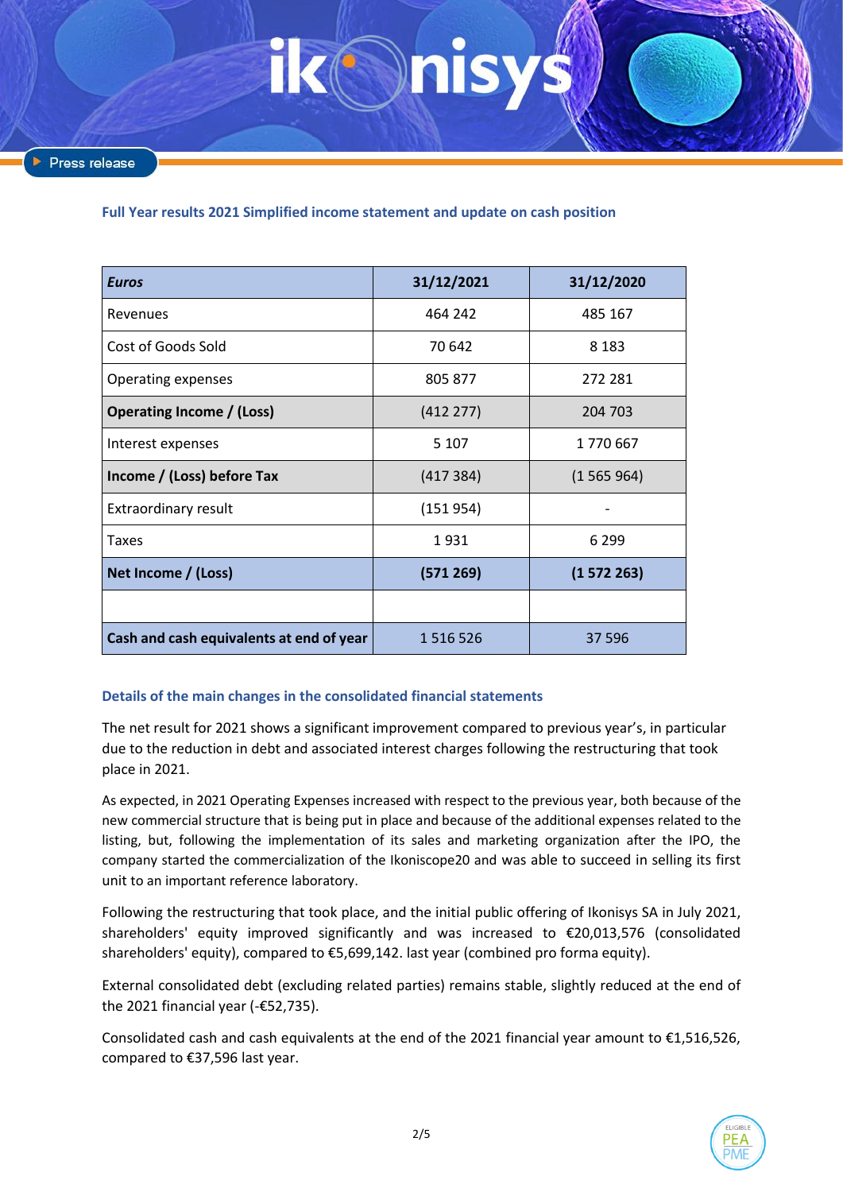Press release

### Full Year results 2021 Simplified income statement and update on cash position

| *Euros* | 31/12/2021 | 31/12/2020 |
|---|---|---|
| Revenues | 464 242 | 485 167 |
| Cost of Goods Sold | 70 642 | 8 183 |
| Operating expenses | 805 877 | 272 281 |
| **Operating Income / (Loss)** | (412 277) | 204 703 |
| Interest expenses | 5 107 | 1 770 667 |
| **Income / (Loss) before Tax** | (417 384) | (1 565 964) |
| Extraordinary result | (151 954) | - |
| Taxes | 1 931 | 6 299 |
| **Net Income / (Loss)** | **(571 269)** | **(1 572 263)** |
| | | |
| **Cash and cash equivalents at end of year** | 1 516 526 | 37 596 |

### Details of the main changes in the consolidated financial statements

The net result for 2021 shows a significant improvement compared to previous year's, in particular due to the reduction in debt and associated interest charges following the restructuring that took place in 2021.

As expected, in 2021 Operating Expenses increased with respect to the previous year, both because of the new commercial structure that is being put in place and because of the additional expenses related to the listing, but, following the implementation of its sales and marketing organization after the IPO, the company started the commercialization of the Ikoniscope20 and was able to succeed in selling its first unit to an important reference laboratory.

Following the restructuring that took place, and the initial public offering of Ikonisys SA in July 2021, shareholders' equity improved significantly and was increased to €20,013,576 (consolidated shareholders' equity), compared to €5,699,142. last year (combined pro forma equity).

External consolidated debt (excluding related parties) remains stable, slightly reduced at the end of the 2021 financial year (-€52,735).

Consolidated cash and cash equivalents at the end of the 2021 financial year amount to €1,516,526, compared to €37,596 last year.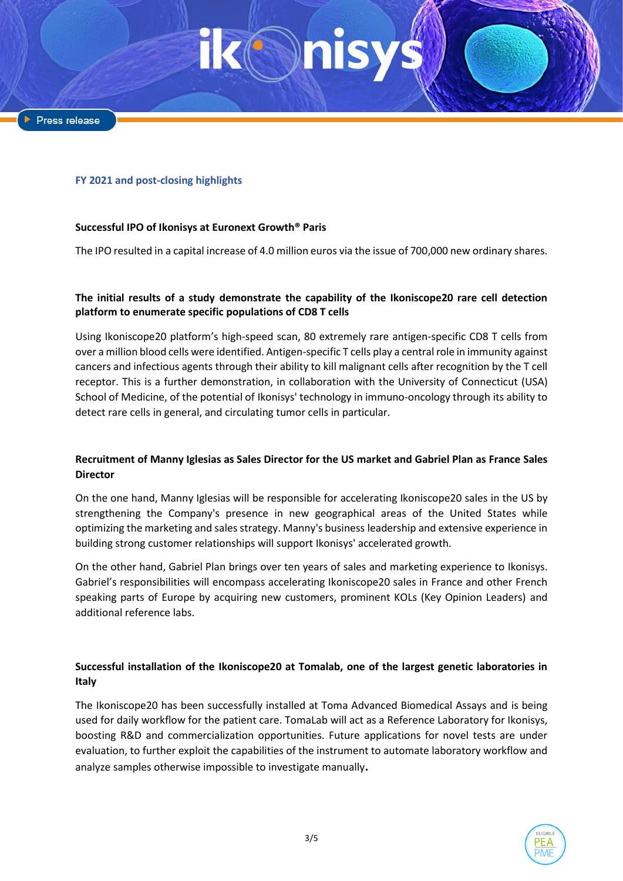## FY 2021 and post-closing highlights

**Successful IPO of Ikonisys at Euronext Growth® Paris**

The IPO resulted in a capital increase of 4.0 million euros via the issue of 700,000 new ordinary shares.

**The initial results of a study demonstrate the capability of the Ikoniscope20 rare cell detection platform to enumerate specific populations of CD8 T cells**

Using Ikoniscope20 platform's high-speed scan, 80 extremely rare antigen-specific CD8 T cells from over a million blood cells were identified. Antigen-specific T cells play a central role in immunity against cancers and infectious agents through their ability to kill malignant cells after recognition by the T cell receptor. This is a further demonstration, in collaboration with the University of Connecticut (USA) School of Medicine, of the potential of Ikonisys' technology in immuno-oncology through its ability to detect rare cells in general, and circulating tumor cells in particular.

**Recruitment of Manny Iglesias as Sales Director for the US market and Gabriel Plan as France Sales Director**

On the one hand, Manny Iglesias will be responsible for accelerating Ikoniscope20 sales in the US by strengthening the Company's presence in new geographical areas of the United States while optimizing the marketing and sales strategy. Manny's business leadership and extensive experience in building strong customer relationships will support Ikonisys' accelerated growth.

On the other hand, Gabriel Plan brings over ten years of sales and marketing experience to Ikonisys. Gabriel's responsibilities will encompass accelerating Ikoniscope20 sales in France and other French speaking parts of Europe by acquiring new customers, prominent KOLs (Key Opinion Leaders) and additional reference labs.

**Successful installation of the Ikoniscope20 at Tomalab, one of the largest genetic laboratories in Italy**

The Ikoniscope20 has been successfully installed at Toma Advanced Biomedical Assays and is being used for daily workflow for the patient care. TomaLab will act as a Reference Laboratory for Ikonisys, boosting R&D and commercialization opportunities. Future applications for novel tests are under evaluation, to further exploit the capabilities of the instrument to automate laboratory workflow and analyze samples otherwise impossible to investigate manually.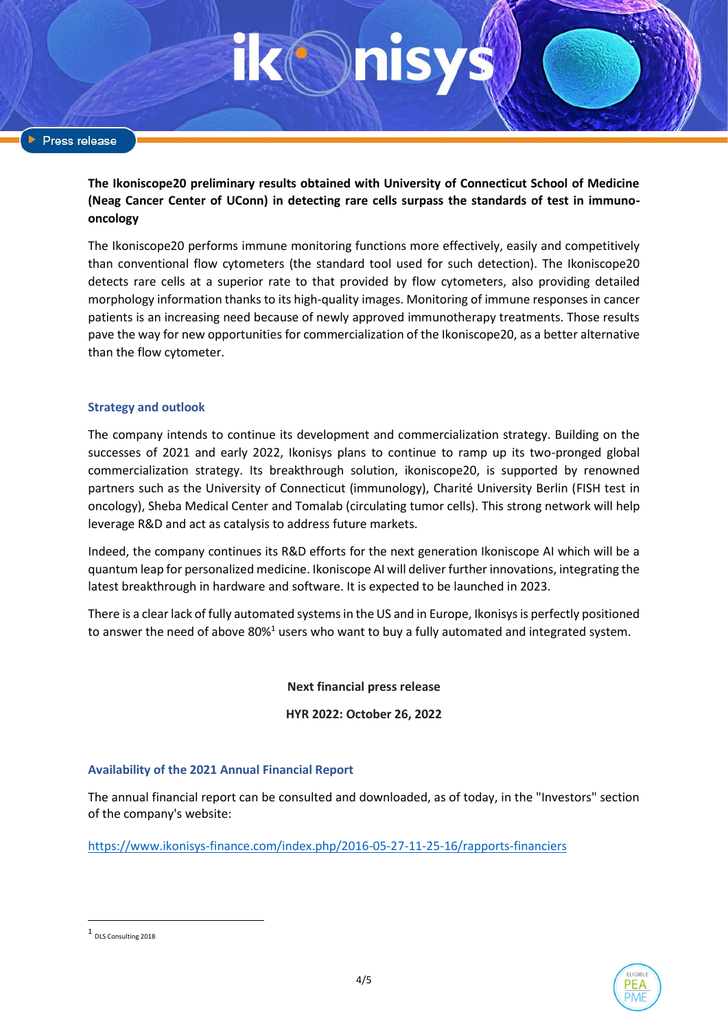**The Ikoniscope20 preliminary results obtained with University of Connecticut School of Medicine (Neag Cancer Center of UConn) in detecting rare cells surpass the standards of test in immuno-oncology**

The Ikoniscope20 performs immune monitoring functions more effectively, easily and competitively than conventional flow cytometers (the standard tool used for such detection). The Ikoniscope20 detects rare cells at a superior rate to that provided by flow cytometers, also providing detailed morphology information thanks to its high-quality images. Monitoring of immune responses in cancer patients is an increasing need because of newly approved immunotherapy treatments. Those results pave the way for new opportunities for commercialization of the Ikoniscope20, as a better alternative than the flow cytometer.

## Strategy and outlook

The company intends to continue its development and commercialization strategy. Building on the successes of 2021 and early 2022, Ikonisys plans to continue to ramp up its two-pronged global commercialization strategy. Its breakthrough solution, ikoniscope20, is supported by renowned partners such as the University of Connecticut (immunology), Charité University Berlin (FISH test in oncology), Sheba Medical Center and Tomalab (circulating tumor cells). This strong network will help leverage R&D and act as catalysis to address future markets.

Indeed, the company continues its R&D efforts for the next generation Ikoniscope AI which will be a quantum leap for personalized medicine. Ikoniscope AI will deliver further innovations, integrating the latest breakthrough in hardware and software. It is expected to be launched in 2023.

There is a clear lack of fully automated systems in the US and in Europe, Ikonisys is perfectly positioned to answer the need of above 80%[1] users who want to buy a fully automated and integrated system.

**Next financial press release**

**HYR 2022: October 26, 2022**

## Availability of the 2021 Annual Financial Report

The annual financial report can be consulted and downloaded, as of today, in the "Investors" section of the company's website:

https://www.ikonisys-finance.com/index.php/2016-05-27-11-25-16/rapports-financiers

---

[1] DLS Consulting 2018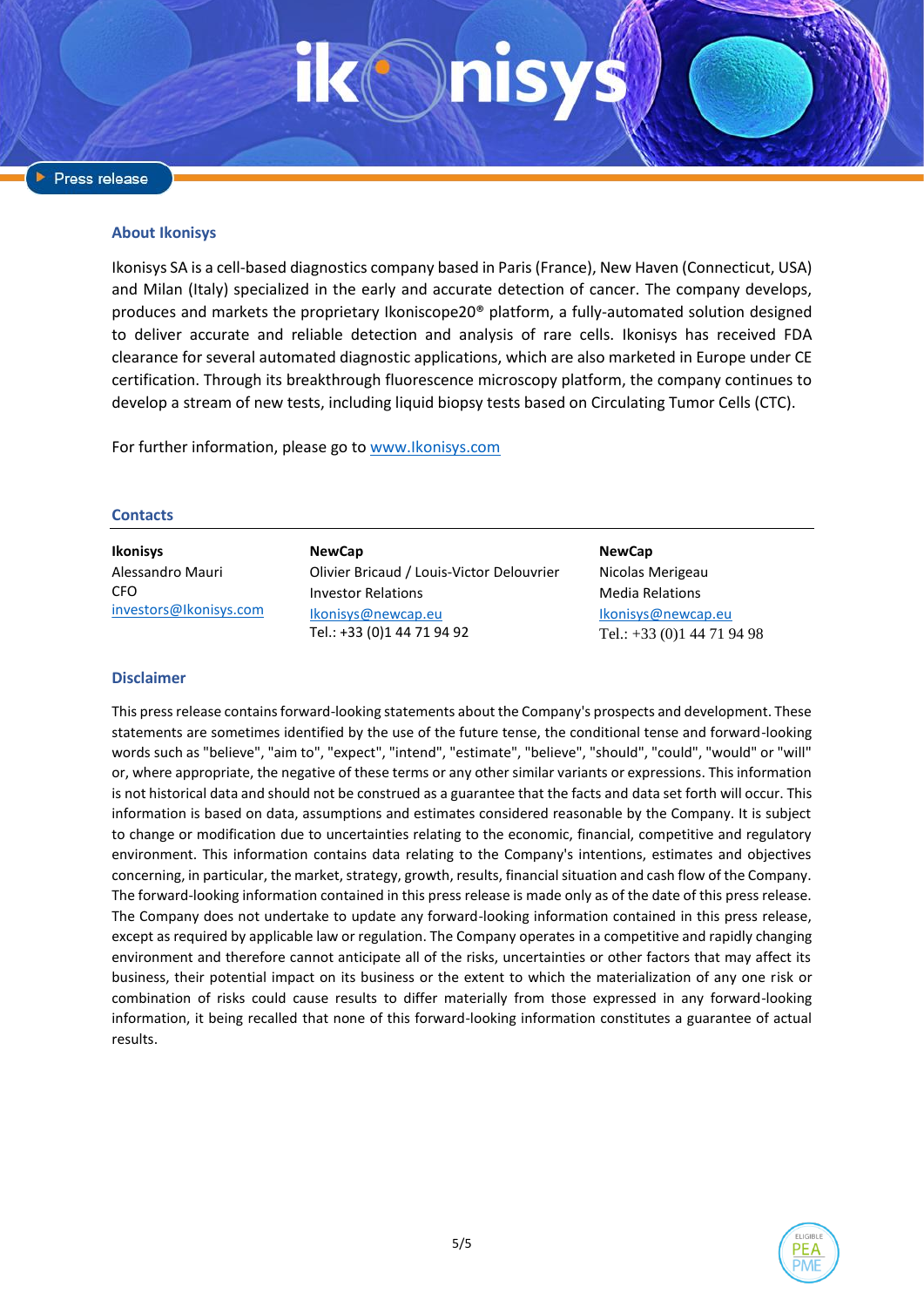## About Ikonisys

Ikonisys SA is a cell-based diagnostics company based in Paris (France), New Haven (Connecticut, USA) and Milan (Italy) specialized in the early and accurate detection of cancer. The company develops, produces and markets the proprietary Ikoniscope20® platform, a fully-automated solution designed to deliver accurate and reliable detection and analysis of rare cells. Ikonisys has received FDA clearance for several automated diagnostic applications, which are also marketed in Europe under CE certification. Through its breakthrough fluorescence microscopy platform, the company continues to develop a stream of new tests, including liquid biopsy tests based on Circulating Tumor Cells (CTC).

For further information, please go to www.Ikonisys.com

## Contacts

| Ikonisys | NewCap | NewCap |
|---|---|---|
| Alessandro Mauri | Olivier Bricaud / Louis-Victor Delouvrier | Nicolas Merigeau |
| CFO | Investor Relations | Media Relations |
| investors@Ikonisys.com | Ikonisys@newcap.eu | Ikonisys@newcap.eu |
| | Tel.: +33 (0)1 44 71 94 92 | Tel.: +33 (0)1 44 71 94 98 |

## Disclaimer

This press release contains forward-looking statements about the Company's prospects and development. These statements are sometimes identified by the use of the future tense, the conditional tense and forward-looking words such as "believe", "aim to", "expect", "intend", "estimate", "believe", "should", "could", "would" or "will" or, where appropriate, the negative of these terms or any other similar variants or expressions. This information is not historical data and should not be construed as a guarantee that the facts and data set forth will occur. This information is based on data, assumptions and estimates considered reasonable by the Company. It is subject to change or modification due to uncertainties relating to the economic, financial, competitive and regulatory environment. This information contains data relating to the Company's intentions, estimates and objectives concerning, in particular, the market, strategy, growth, results, financial situation and cash flow of the Company. The forward-looking information contained in this press release is made only as of the date of this press release. The Company does not undertake to update any forward-looking information contained in this press release, except as required by applicable law or regulation. The Company operates in a competitive and rapidly changing environment and therefore cannot anticipate all of the risks, uncertainties or other factors that may affect its business, their potential impact on its business or the extent to which the materialization of any one risk or combination of risks could cause results to differ materially from those expressed in any forward-looking information, it being recalled that none of this forward-looking information constitutes a guarantee of actual results.